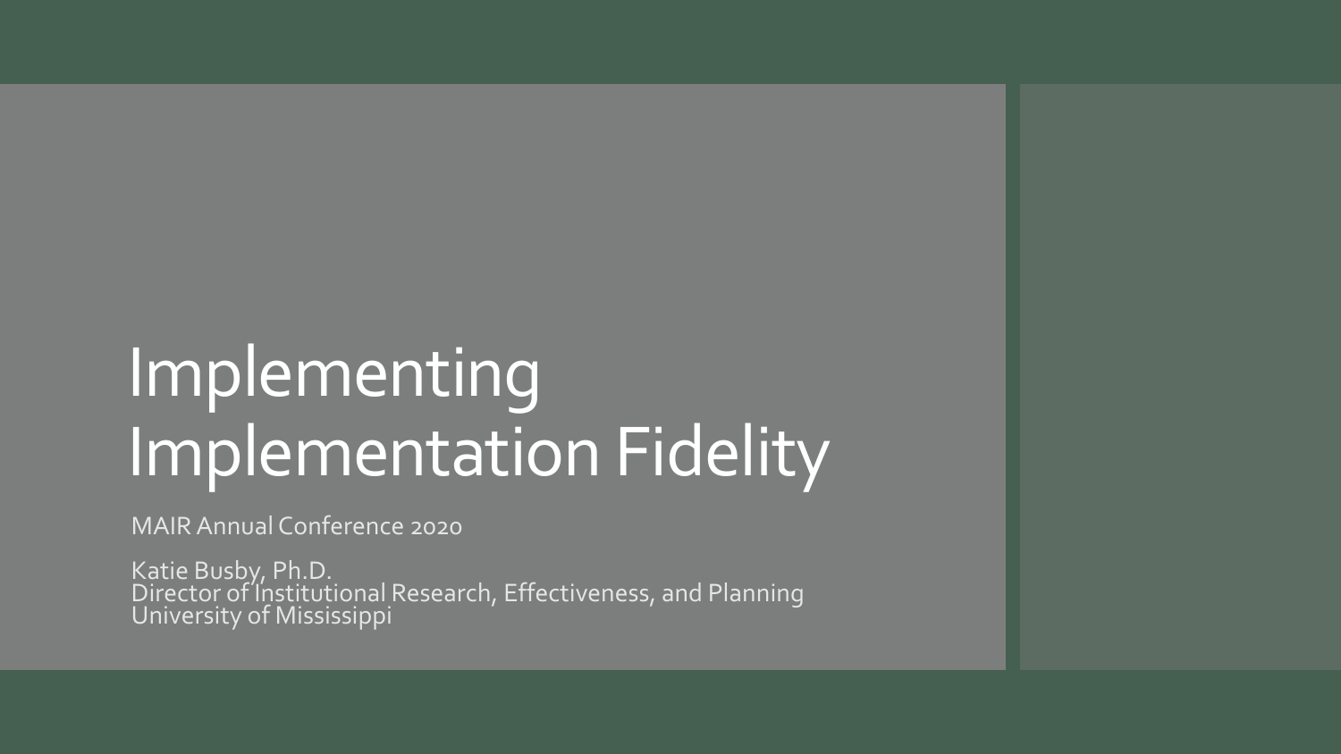# Implementing Implementation Fidelity

MAIR Annual Conference 2020

Katie Busby, Ph.D.
Director of Institutional Research, Effectiveness, and Planning
University of Mississippi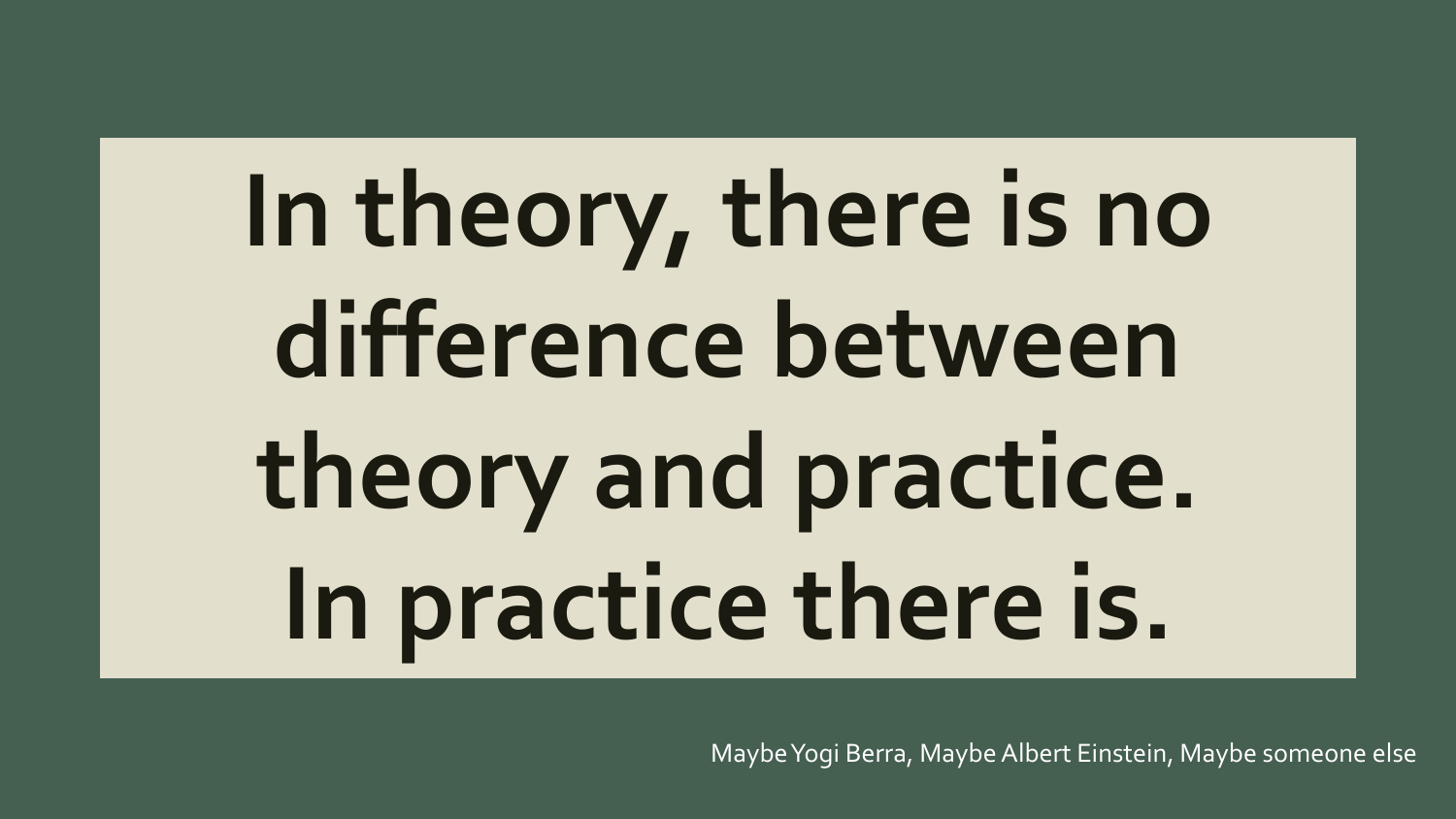# In theory, there is no difference between theory and practice. In practice there is.

Maybe Yogi Berra, Maybe Albert Einstein, Maybe someone else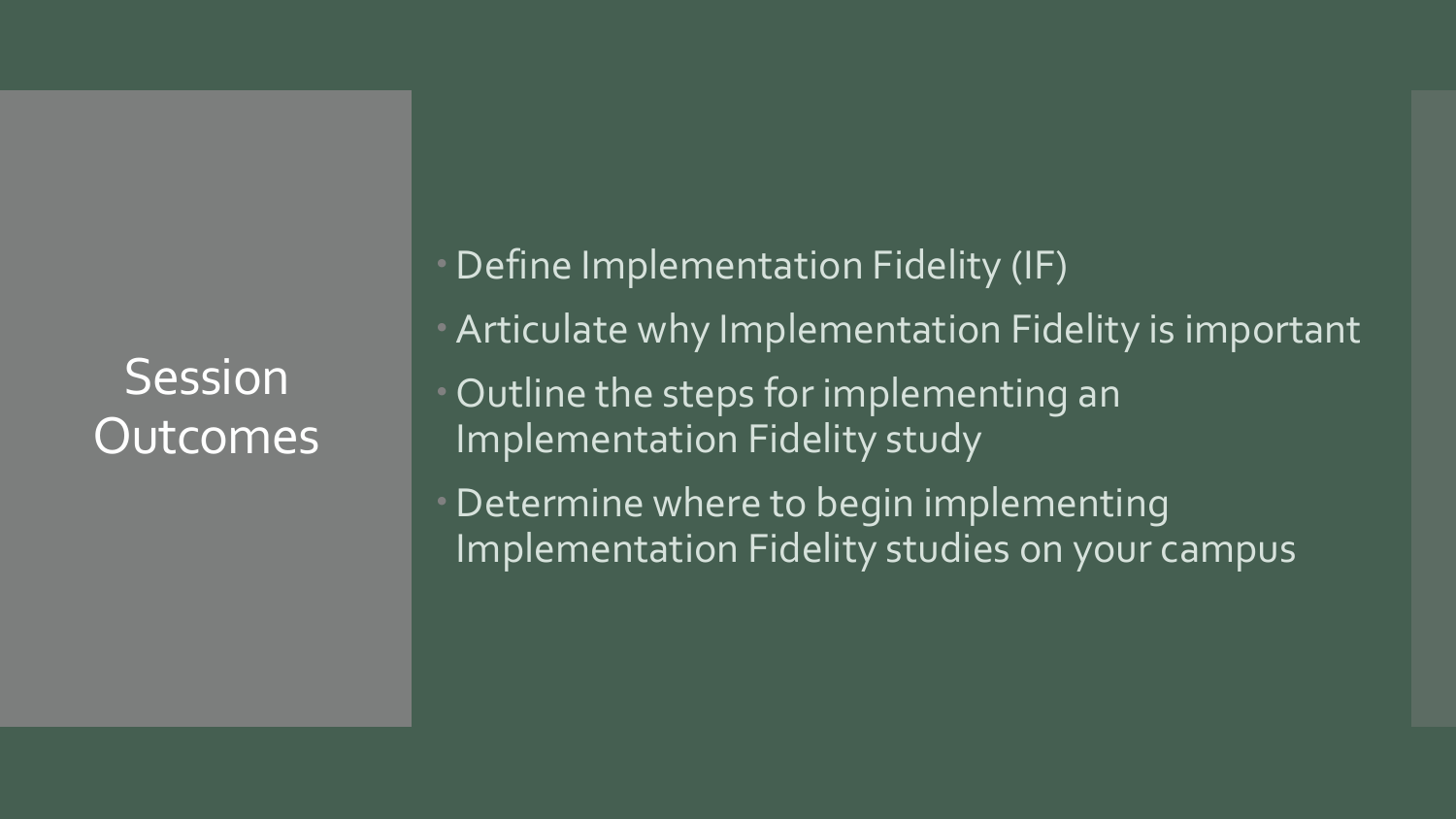## Session Outcomes

- Define Implementation Fidelity (IF)
- Articulate why Implementation Fidelity is important
- Outline the steps for implementing an Implementation Fidelity study
- Determine where to begin implementing Implementation Fidelity studies on your campus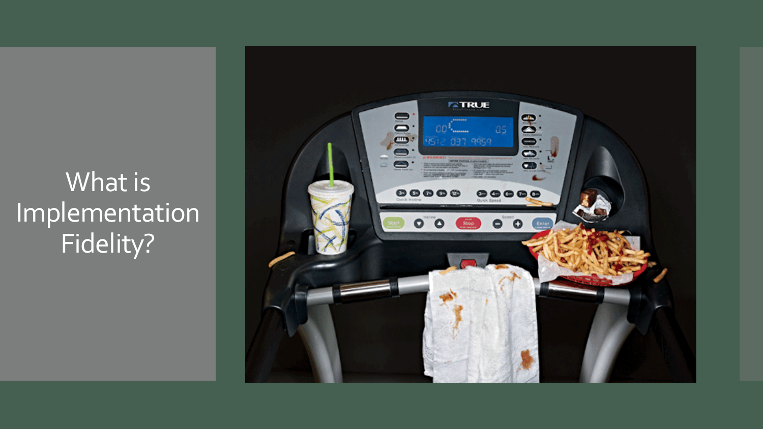# What is Implementation Fidelity?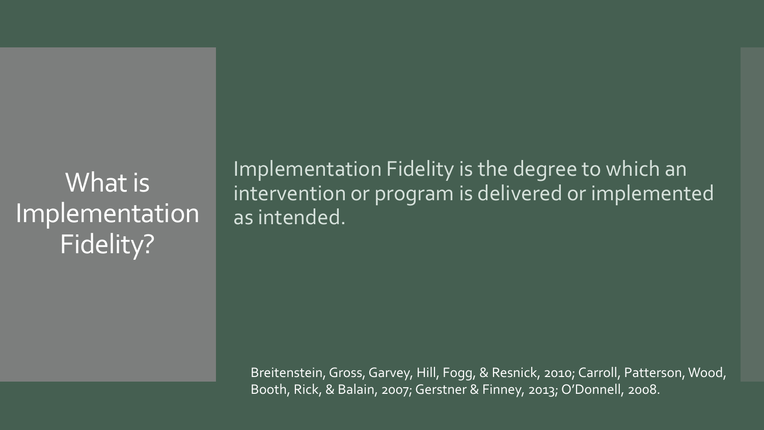# What is Implementation Fidelity?

Implementation Fidelity is the degree to which an intervention or program is delivered or implemented as intended.

Breitenstein, Gross, Garvey, Hill, Fogg, & Resnick, 2010; Carroll, Patterson, Wood, Booth, Rick, & Balain, 2007; Gerstner & Finney, 2013; O'Donnell, 2008.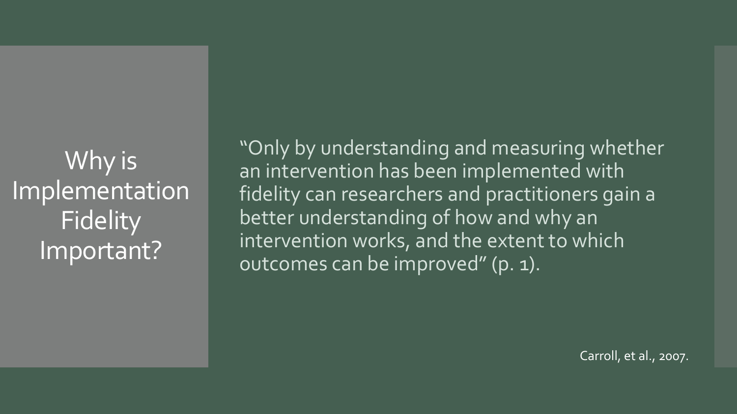# Why is Implementation Fidelity Important?

"Only by understanding and measuring whether an intervention has been implemented with fidelity can researchers and practitioners gain a better understanding of how and why an intervention works, and the extent to which outcomes can be improved" (p. 1).

Carroll, et al., 2007.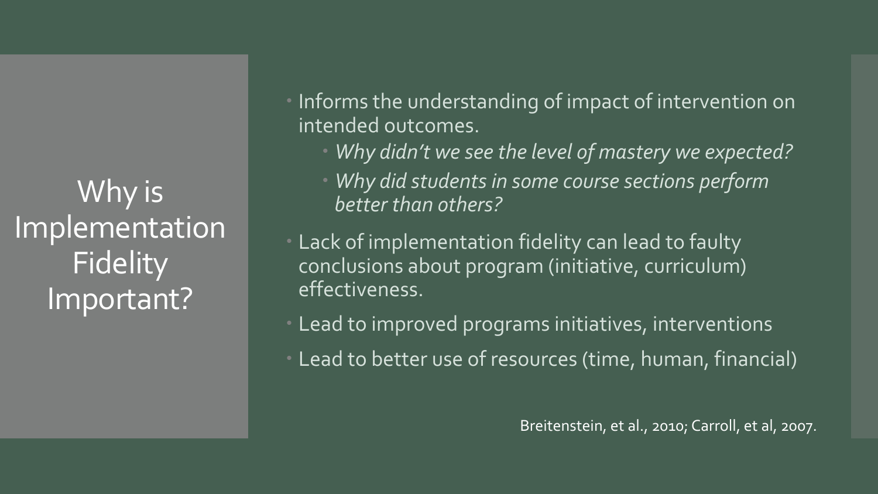# Why is Implementation Fidelity Important?

- Informs the understanding of impact of intervention on intended outcomes.
  - *Why didn't we see the level of mastery we expected?*
  - *Why did students in some course sections perform better than others?*
- Lack of implementation fidelity can lead to faulty conclusions about program (initiative, curriculum) effectiveness.
- Lead to improved programs initiatives, interventions
- Lead to better use of resources (time, human, financial)

Breitenstein, et al., 2010; Carroll, et al, 2007.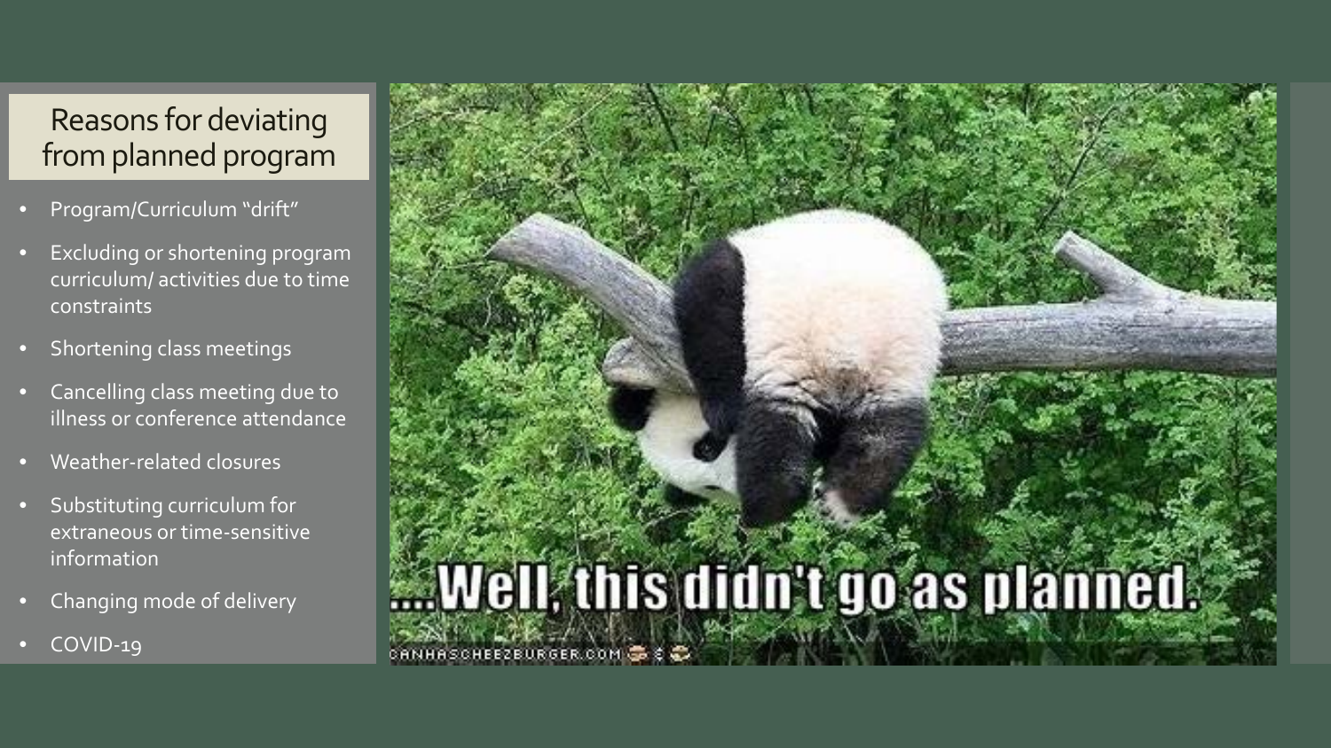## Reasons for deviating from planned program

- Program/Curriculum "drift"
- Excluding or shortening program curriculum/ activities due to time constraints
- Shortening class meetings
- Cancelling class meeting due to illness or conference attendance
- Weather-related closures
- Substituting curriculum for extraneous or time-sensitive information
- Changing mode of delivery
- COVID-19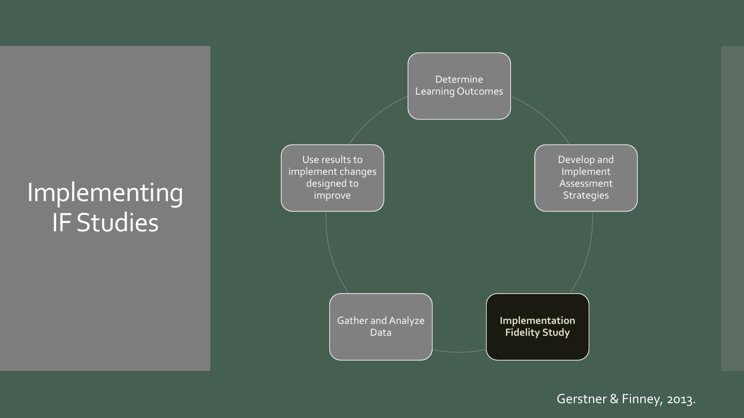# Implementing IF Studies

- Determine Learning Outcomes
- Develop and Implement Assessment Strategies
- **Implementation Fidelity Study**
- Gather and Analyze Data
- Use results to implement changes designed to improve

Gerstner & Finney, 2013.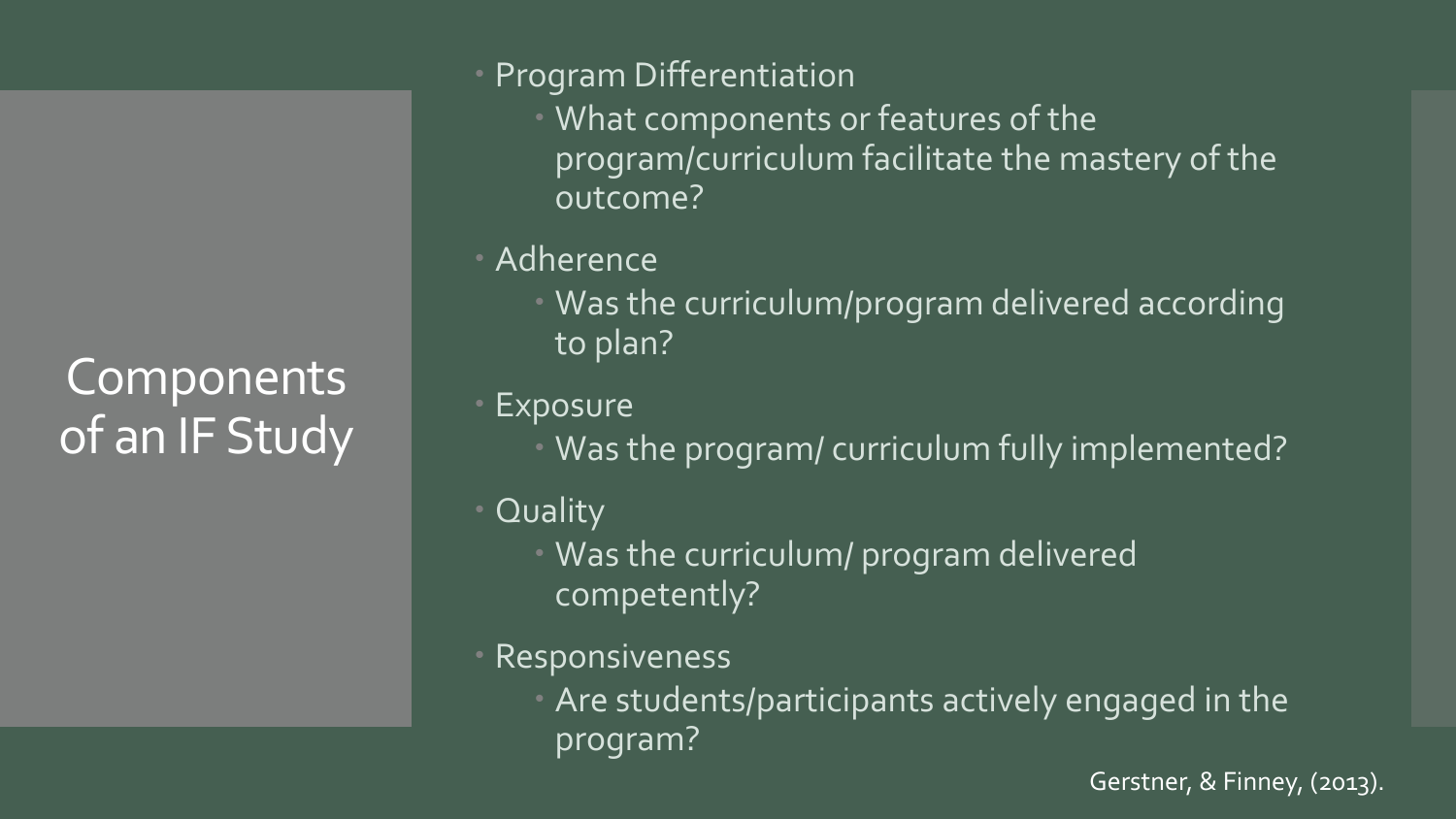# Components of an IF Study

- Program Differentiation
  - What components or features of the program/curriculum facilitate the mastery of the outcome?
- Adherence
  - Was the curriculum/program delivered according to plan?
- Exposure
  - Was the program/ curriculum fully implemented?
- Quality
  - Was the curriculum/ program delivered competently?
- Responsiveness
  - Are students/participants actively engaged in the program?

Gerstner, & Finney, (2013).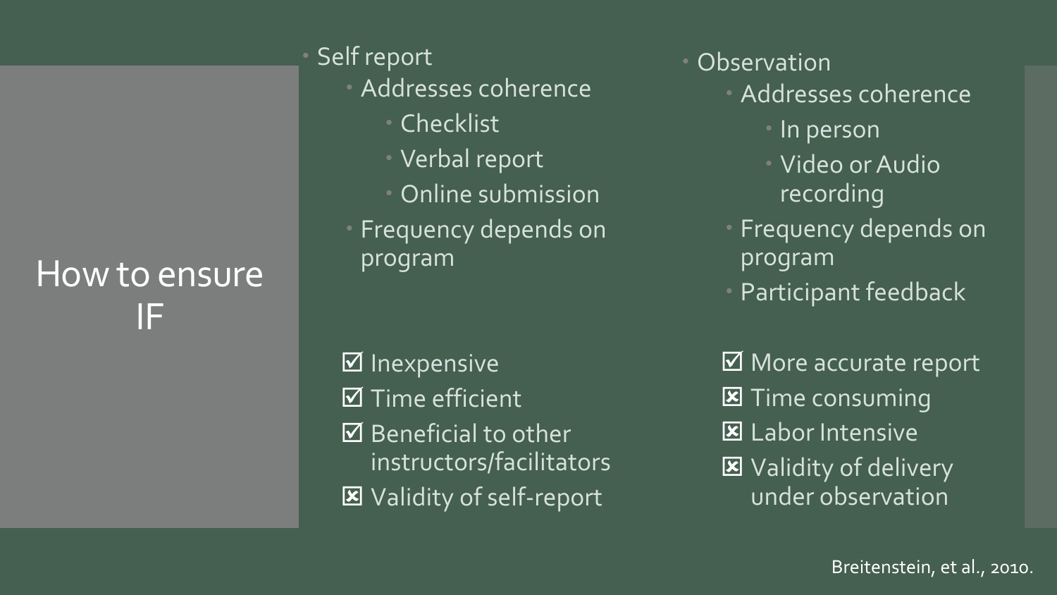# How to ensure IF

- Self report
  - Addresses coherence
    - Checklist
    - Verbal report
    - Online submission
  - Frequency depends on program

☑ Inexpensive
☑ Time efficient
☑ Beneficial to other instructors/facilitators
☒ Validity of self-report

- Observation
  - Addresses coherence
    - In person
    - Video or Audio recording
  - Frequency depends on program
  - Participant feedback

☑ More accurate report
☒ Time consuming
☒ Labor Intensive
☒ Validity of delivery under observation

Breitenstein, et al., 2010.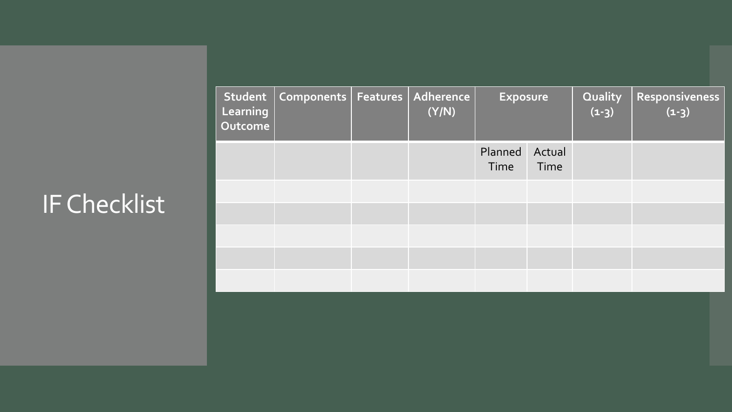# IF Checklist

| Student Learning Outcome | Components | Features | Adherence (Y/N) | Exposure | | Quality (1-3) | Responsiveness (1-3) |
|---|---|---|---|---|---|---|---|
| | | | | Planned Time | Actual Time | | |
| | | | | | | | |
| | | | | | | | |
| | | | | | | | |
| | | | | | | | |
| | | | | | | | |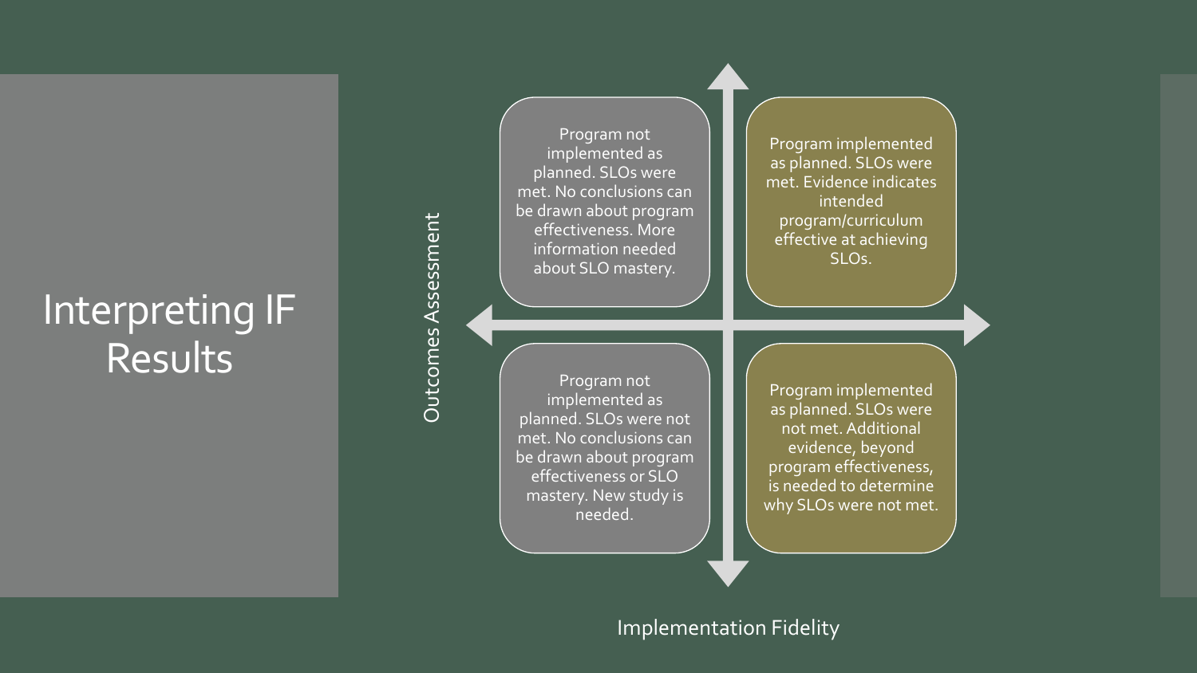# Interpreting IF Results

| Outcomes Assessment | Low Implementation Fidelity | High Implementation Fidelity |
| --- | --- | --- |
| High | Program not implemented as planned. SLOs were met. No conclusions can be drawn about program effectiveness. More information needed about SLO mastery. | Program implemented as planned. SLOs were met. Evidence indicates intended program/curriculum effective at achieving SLOs. |
| Low | Program not implemented as planned. SLOs were not met. No conclusions can be drawn about program effectiveness or SLO mastery. New study is needed. | Program implemented as planned. SLOs were not met. Additional evidence, beyond program effectiveness, is needed to determine why SLOs were not met. |

Implementation Fidelity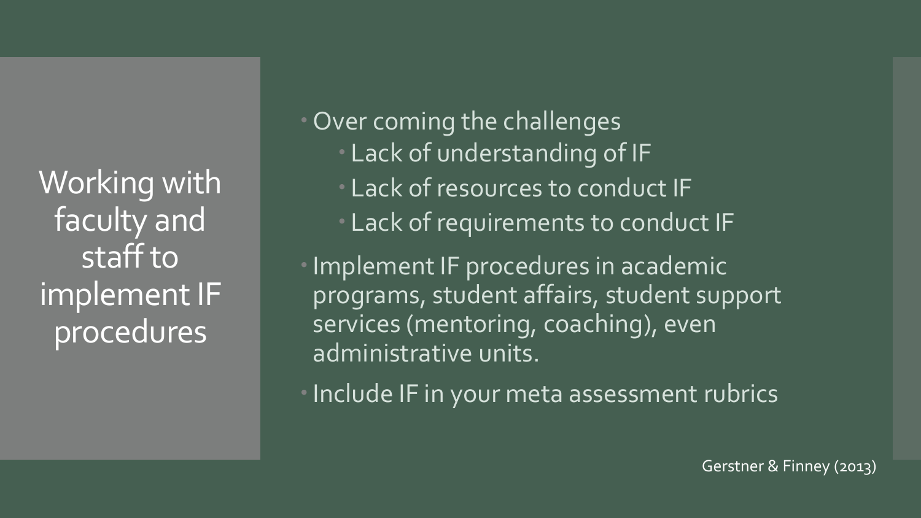# Working with faculty and staff to implement IF procedures

- Over coming the challenges
  - Lack of understanding of IF
  - Lack of resources to conduct IF
  - Lack of requirements to conduct IF
- Implement IF procedures in academic programs, student affairs, student support services (mentoring, coaching), even administrative units.
- Include IF in your meta assessment rubrics

Gerstner & Finney (2013)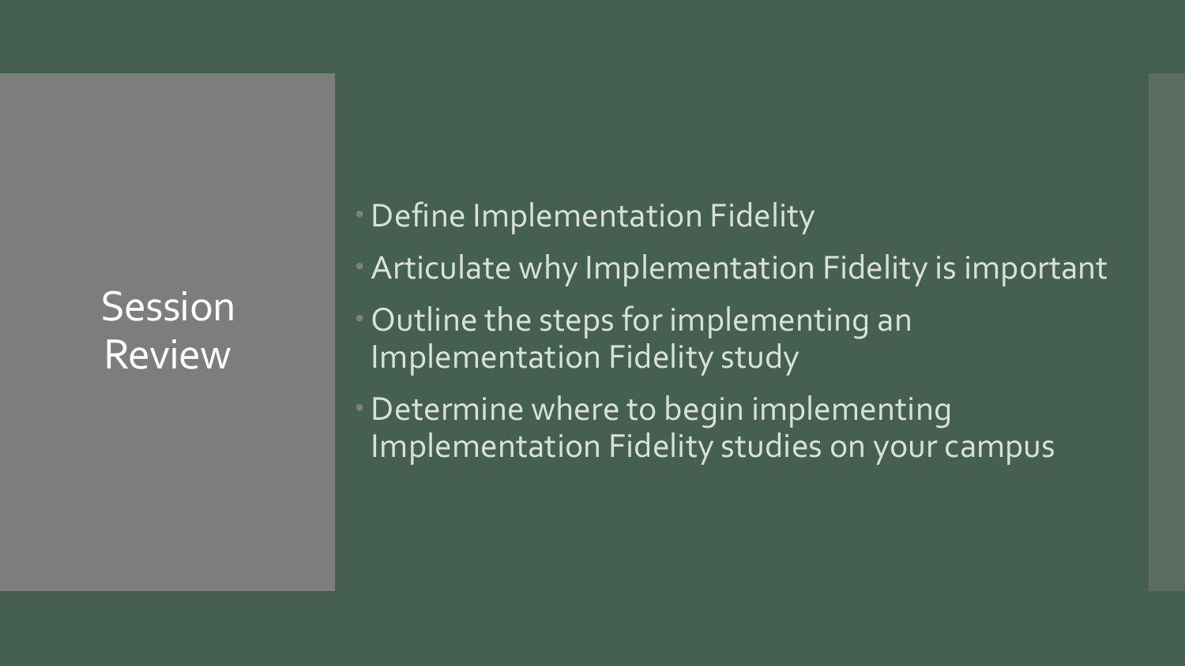# Session Review

- Define Implementation Fidelity
- Articulate why Implementation Fidelity is important
- Outline the steps for implementing an Implementation Fidelity study
- Determine where to begin implementing Implementation Fidelity studies on your campus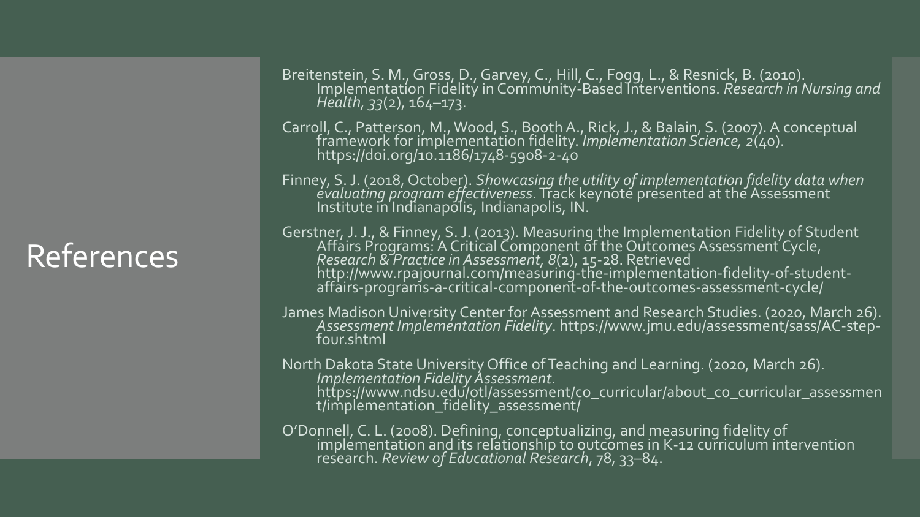# References

Breitenstein, S. M., Gross, D., Garvey, C., Hill, C., Fogg, L., & Resnick, B. (2010). Implementation Fidelity in Community-Based Interventions. *Research in Nursing and Health, 33*(2), 164–173.

Carroll, C., Patterson, M., Wood, S., Booth A., Rick, J., & Balain, S. (2007). A conceptual framework for implementation fidelity. *Implementation Science, 2*(40). https://doi.org/10.1186/1748-5908-2-40

Finney, S. J. (2018, October). *Showcasing the utility of implementation fidelity data when evaluating program effectiveness*. Track keynote presented at the Assessment Institute in Indianapolis, Indianapolis, IN.

Gerstner, J. J., & Finney, S. J. (2013). Measuring the Implementation Fidelity of Student Affairs Programs: A Critical Component of the Outcomes Assessment Cycle, *Research & Practice in Assessment, 8*(2), 15-28. Retrieved http://www.rpajournal.com/measuring-the-implementation-fidelity-of-student-affairs-programs-a-critical-component-of-the-outcomes-assessment-cycle/

James Madison University Center for Assessment and Research Studies. (2020, March 26). *Assessment Implementation Fidelity*. https://www.jmu.edu/assessment/sass/AC-step-four.shtml

North Dakota State University Office of Teaching and Learning. (2020, March 26). *Implementation Fidelity Assessment*. https://www.ndsu.edu/otl/assessment/co_curricular/about_co_curricular_assessment/implementation_fidelity_assessment/

O'Donnell, C. L. (2008). Defining, conceptualizing, and measuring fidelity of implementation and its relationship to outcomes in K-12 curriculum intervention research. *Review of Educational Research*, 78, 33–84.